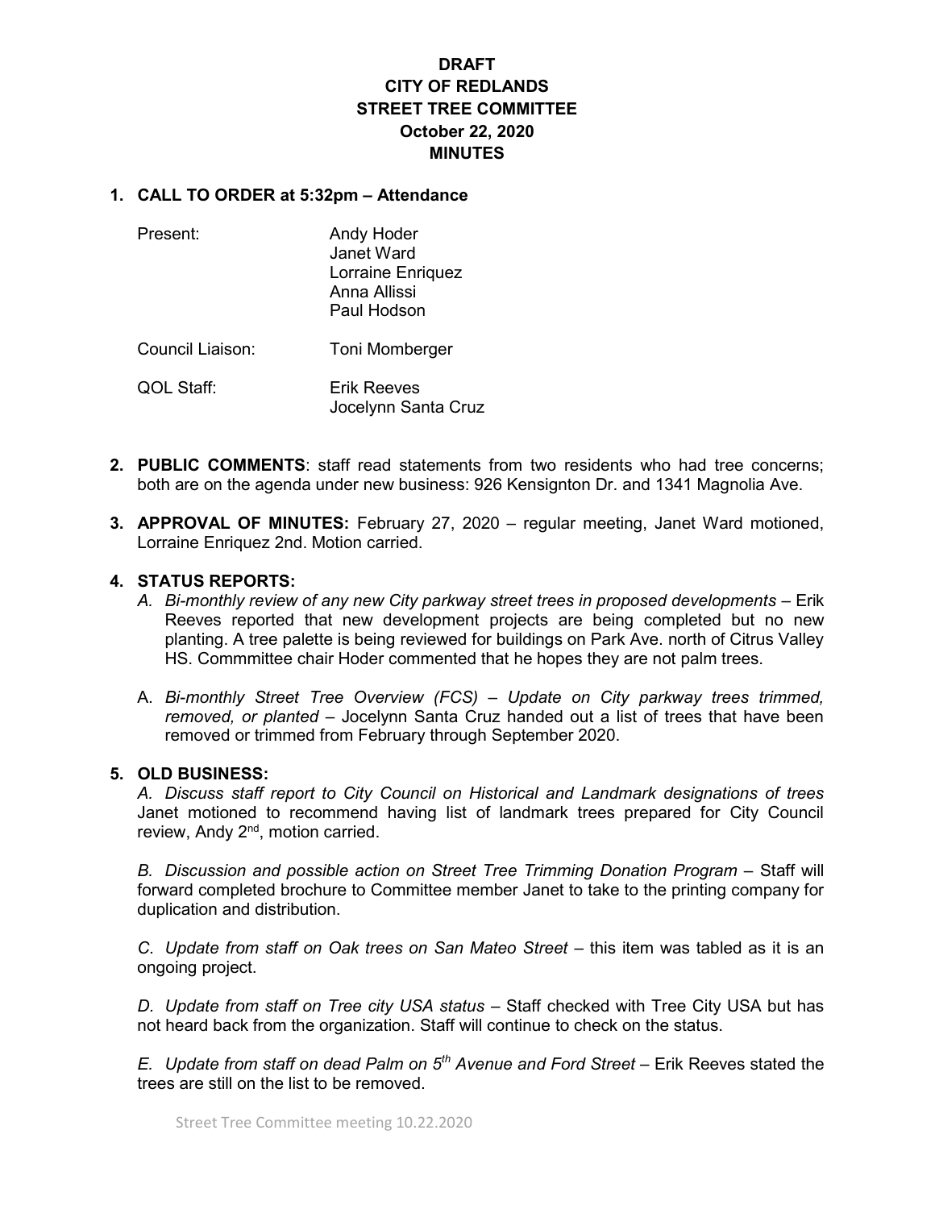**DRAFT**
**CITY OF REDLANDS**
**STREET TREE COMMITTEE**
**October 22, 2020**
**MINUTES**

**1. CALL TO ORDER at 5:32pm – Attendance**

Present: Andy Hoder
Janet Ward
Lorraine Enriquez
Anna Allissi
Paul Hodson

Council Liaison: Toni Momberger

QOL Staff: Erik Reeves
Jocelynn Santa Cruz

**2. PUBLIC COMMENTS**: staff read statements from two residents who had tree concerns; both are on the agenda under new business: 926 Kensignton Dr. and 1341 Magnolia Ave.

**3. APPROVAL OF MINUTES:** February 27, 2020 – regular meeting, Janet Ward motioned, Lorraine Enriquez 2nd. Motion carried.

**4. STATUS REPORTS:**

*A. Bi-monthly review of any new City parkway street trees in proposed developments* – Erik Reeves reported that new development projects are being completed but no new planting. A tree palette is being reviewed for buildings on Park Ave. north of Citrus Valley HS. Commmittee chair Hoder commented that he hopes they are not palm trees.

A. *Bi-monthly Street Tree Overview (FCS) – Update on City parkway trees trimmed, removed, or planted* – Jocelynn Santa Cruz handed out a list of trees that have been removed or trimmed from February through September 2020.

**5. OLD BUSINESS:**

*A. Discuss staff report to City Council on Historical and Landmark designations of trees* Janet motioned to recommend having list of landmark trees prepared for City Council review, Andy 2nd, motion carried.

*B. Discussion and possible action on Street Tree Trimming Donation Program* – Staff will forward completed brochure to Committee member Janet to take to the printing company for duplication and distribution.

*C. Update from staff on Oak trees on San Mateo Street* – this item was tabled as it is an ongoing project.

*D. Update from staff on Tree city USA status* – Staff checked with Tree City USA but has not heard back from the organization. Staff will continue to check on the status.

*E. Update from staff on dead Palm on 5th Avenue and Ford Street* – Erik Reeves stated the trees are still on the list to be removed.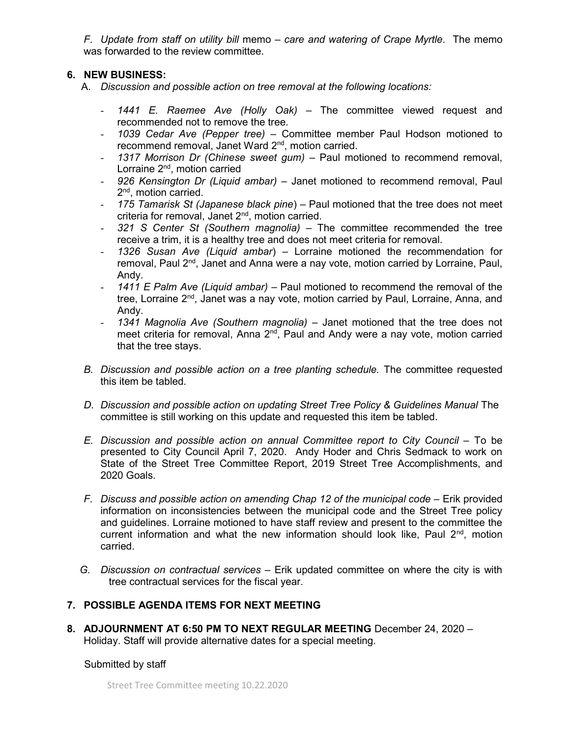*F. Update from staff on utility bill* memo – *care and watering of Crape Myrtle*. The memo was forwarded to the review committee.

**6. NEW BUSINESS:**

A. *Discussion and possible action on tree removal at the following locations:*

- *1441 E. Raemee Ave (Holly Oak)* – The committee viewed request and recommended not to remove the tree.
- *1039 Cedar Ave (Pepper tree)* – Committee member Paul Hodson motioned to recommend removal, Janet Ward 2nd, motion carried.
- *1317 Morrison Dr (Chinese sweet gum)* – Paul motioned to recommend removal, Lorraine 2nd, motion carried
- *926 Kensington Dr (Liquid ambar)* – Janet motioned to recommend removal, Paul 2nd, motion carried.
- *175 Tamarisk St (Japanese black pine*) – Paul motioned that the tree does not meet criteria for removal, Janet 2nd, motion carried.
- *321 S Center St (Southern magnolia)* – The committee recommended the tree receive a trim, it is a healthy tree and does not meet criteria for removal.
- *1326 Susan Ave (Liquid ambar*) – Lorraine motioned the recommendation for removal, Paul 2nd, Janet and Anna were a nay vote, motion carried by Lorraine, Paul, Andy.
- *1411 E Palm Ave (Liquid ambar)* – Paul motioned to recommend the removal of the tree, Lorraine 2nd, Janet was a nay vote, motion carried by Paul, Lorraine, Anna, and Andy.
- *1341 Magnolia Ave (Southern magnolia)* – Janet motioned that the tree does not meet criteria for removal, Anna 2nd, Paul and Andy were a nay vote, motion carried that the tree stays.

*B. Discussion and possible action on a tree planting schedule.* The committee requested this item be tabled.

*D. Discussion and possible action on updating Street Tree Policy & Guidelines Manual* The committee is still working on this update and requested this item be tabled.

*E. Discussion and possible action on annual Committee report to City Council* – To be presented to City Council April 7, 2020. Andy Hoder and Chris Sedmack to work on State of the Street Tree Committee Report, 2019 Street Tree Accomplishments, and 2020 Goals.

*F. Discuss and possible action on amending Chap 12 of the municipal code* – Erik provided information on inconsistencies between the municipal code and the Street Tree policy and guidelines. Lorraine motioned to have staff review and present to the committee the current information and what the new information should look like, Paul 2nd, motion carried.

*G. Discussion on contractual services* – Erik updated committee on where the city is with tree contractual services for the fiscal year.

**7. POSSIBLE AGENDA ITEMS FOR NEXT MEETING**

**8. ADJOURNMENT AT 6:50 PM TO NEXT REGULAR MEETING** December 24, 2020 – Holiday. Staff will provide alternative dates for a special meeting.

Submitted by staff